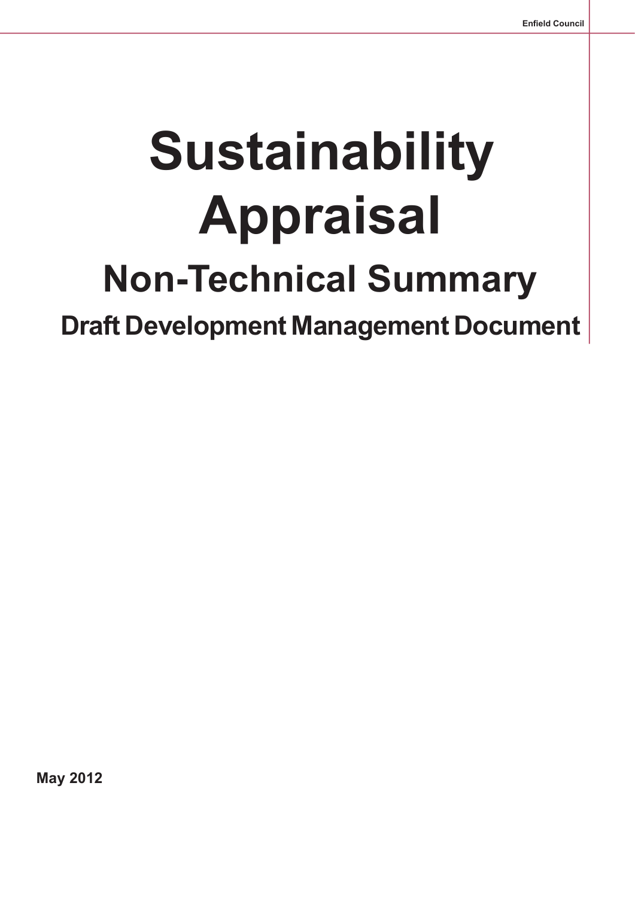# Sustainability Appraisal

## Non-Technical Summary

### Draft Development Management Document

May 2012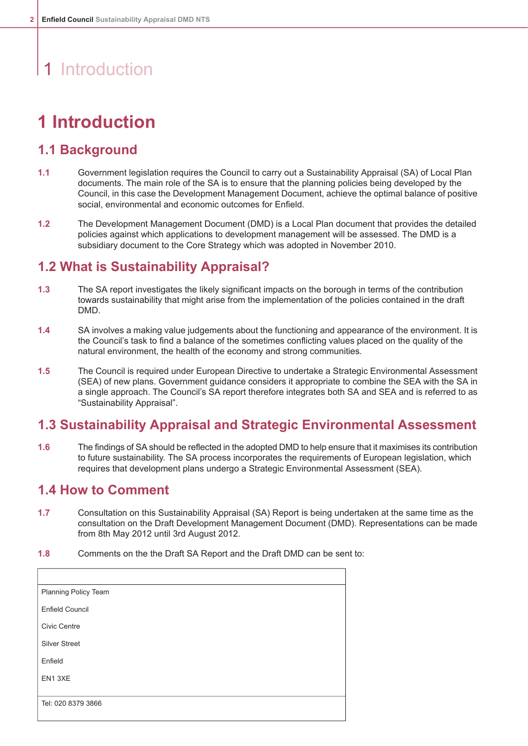# 1 Introduction

## 1.1 Background

**1.1** Government legislation requires the Council to carry out a Sustainability Appraisal (SA) of Local Plan documents. The main role of the SA is to ensure that the planning policies being developed by the Council, in this case the Development Management Document, achieve the optimal balance of positive social, environmental and economic outcomes for Enfield.

**1.2** The Development Management Document (DMD) is a Local Plan document that provides the detailed policies against which applications to development management will be assessed. The DMD is a subsidiary document to the Core Strategy which was adopted in November 2010.

## 1.2 What is Sustainability Appraisal?

**1.3** The SA report investigates the likely significant impacts on the borough in terms of the contribution towards sustainability that might arise from the implementation of the policies contained in the draft DMD.

**1.4** SA involves a making value judgements about the functioning and appearance of the environment. It is the Council's task to find a balance of the sometimes conflicting values placed on the quality of the natural environment, the health of the economy and strong communities.

**1.5** The Council is required under European Directive to undertake a Strategic Environmental Assessment (SEA) of new plans. Government guidance considers it appropriate to combine the SEA with the SA in a single approach. The Council's SA report therefore integrates both SA and SEA and is referred to as "Sustainability Appraisal".

## 1.3 Sustainability Appraisal and Strategic Environmental Assessment

**1.6** The findings of SA should be reflected in the adopted DMD to help ensure that it maximises its contribution to future sustainability. The SA process incorporates the requirements of European legislation, which requires that development plans undergo a Strategic Environmental Assessment (SEA).

## 1.4 How to Comment

**1.7** Consultation on this Sustainability Appraisal (SA) Report is being undertaken at the same time as the consultation on the Draft Development Management Document (DMD). Representations can be made from 8th May 2012 until 3rd August 2012.

**1.8** Comments on the the Draft SA Report and the Draft DMD can be sent to:

| |
|---|
| Planning Policy Team<br>Enfield Council<br>Civic Centre<br>Silver Street<br>Enfield<br>EN1 3XE |
| Tel: 020 8379 3866 |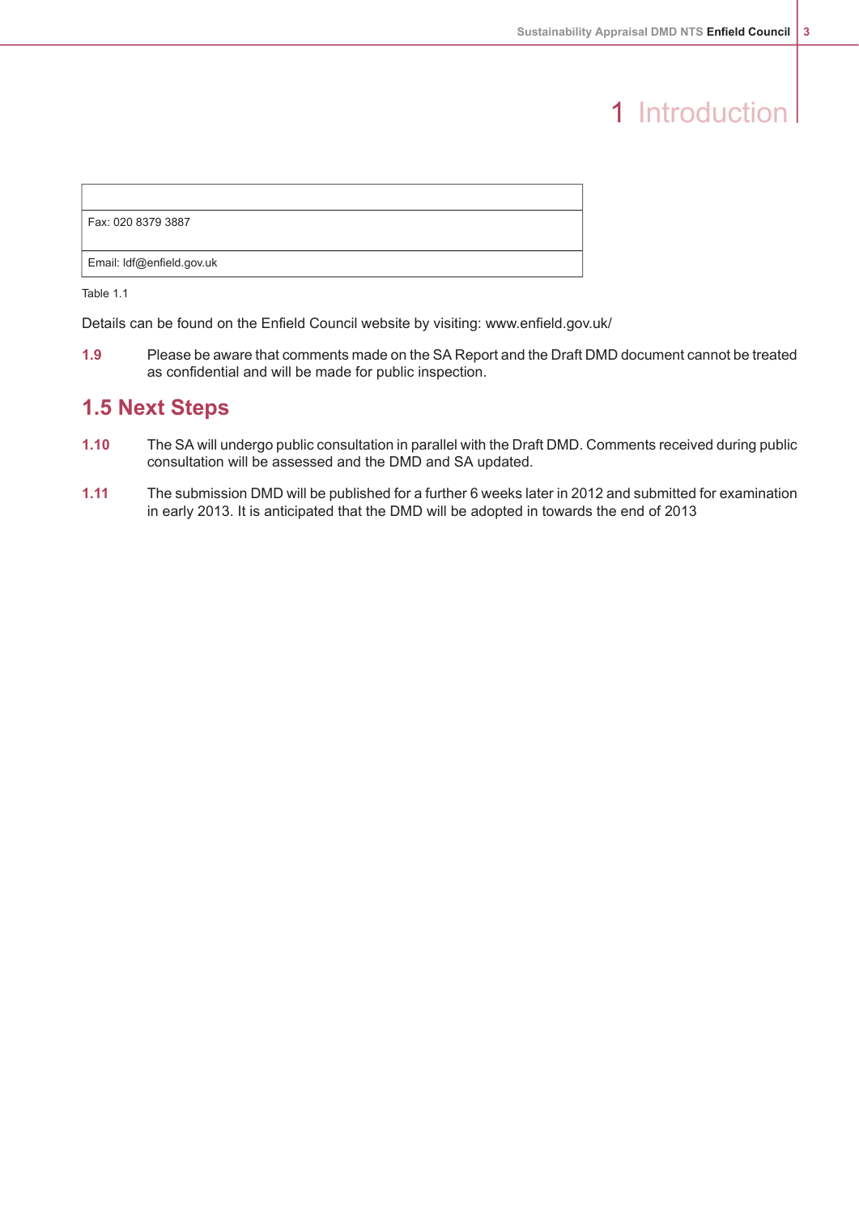# 1 Introduction

| |
|---|
| Fax: 020 8379 3887 |
| Email: ldf@enfield.gov.uk |

Table 1.1

Details can be found on the Enfield Council website by visiting: www.enfield.gov.uk/

**1.9** Please be aware that comments made on the SA Report and the Draft DMD document cannot be treated as confidential and will be made for public inspection.

## 1.5 Next Steps

**1.10** The SA will undergo public consultation in parallel with the Draft DMD. Comments received during public consultation will be assessed and the DMD and SA updated.

**1.11** The submission DMD will be published for a further 6 weeks later in 2012 and submitted for examination in early 2013. It is anticipated that the DMD will be adopted in towards the end of 2013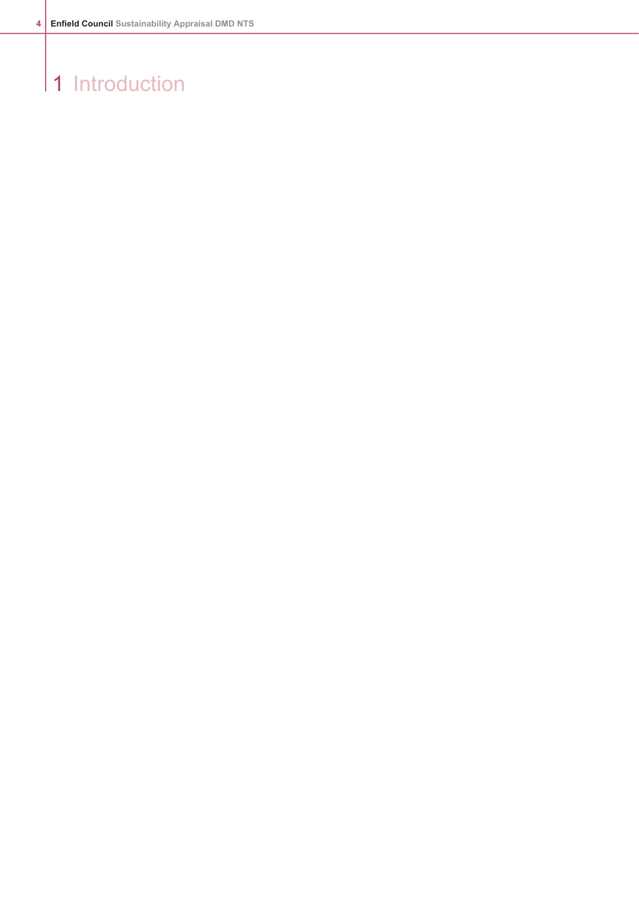# 1 Introduction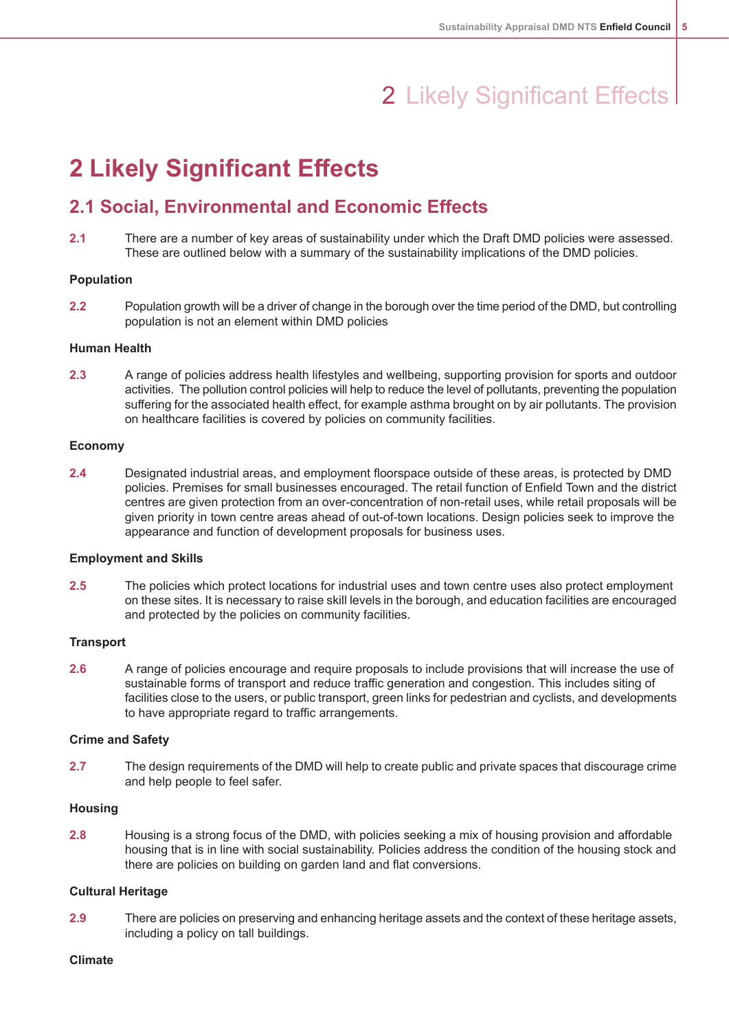# 2 Likely Significant Effects

## 2.1 Social, Environmental and Economic Effects

**2.1** There are a number of key areas of sustainability under which the Draft DMD policies were assessed. These are outlined below with a summary of the sustainability implications of the DMD policies.

### Population

**2.2** Population growth will be a driver of change in the borough over the time period of the DMD, but controlling population is not an element within DMD policies

### Human Health

**2.3** A range of policies address health lifestyles and wellbeing, supporting provision for sports and outdoor activities. The pollution control policies will help to reduce the level of pollutants, preventing the population suffering for the associated health effect, for example asthma brought on by air pollutants. The provision on healthcare facilities is covered by policies on community facilities.

### Economy

**2.4** Designated industrial areas, and employment floorspace outside of these areas, is protected by DMD policies. Premises for small businesses encouraged. The retail function of Enfield Town and the district centres are given protection from an over-concentration of non-retail uses, while retail proposals will be given priority in town centre areas ahead of out-of-town locations. Design policies seek to improve the appearance and function of development proposals for business uses.

### Employment and Skills

**2.5** The policies which protect locations for industrial uses and town centre uses also protect employment on these sites. It is necessary to raise skill levels in the borough, and education facilities are encouraged and protected by the policies on community facilities.

### Transport

**2.6** A range of policies encourage and require proposals to include provisions that will increase the use of sustainable forms of transport and reduce traffic generation and congestion. This includes siting of facilities close to the users, or public transport, green links for pedestrian and cyclists, and developments to have appropriate regard to traffic arrangements.

### Crime and Safety

**2.7** The design requirements of the DMD will help to create public and private spaces that discourage crime and help people to feel safer.

### Housing

**2.8** Housing is a strong focus of the DMD, with policies seeking a mix of housing provision and affordable housing that is in line with social sustainability. Policies address the condition of the housing stock and there are policies on building on garden land and flat conversions.

### Cultural Heritage

**2.9** There are policies on preserving and enhancing heritage assets and the context of these heritage assets, including a policy on tall buildings.

### Climate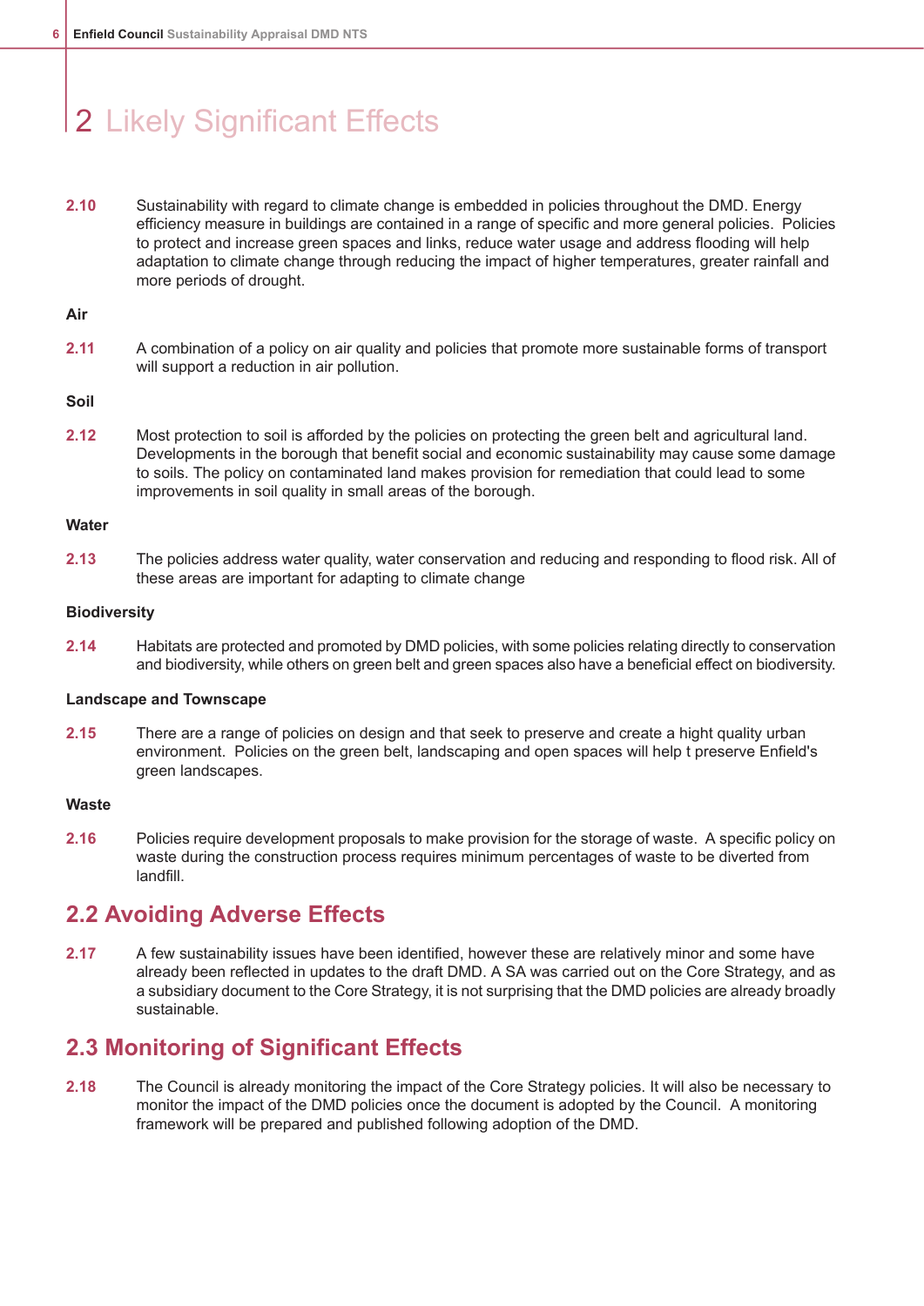# 2 Likely Significant Effects

**2.10** Sustainability with regard to climate change is embedded in policies throughout the DMD. Energy efficiency measure in buildings are contained in a range of specific and more general policies. Policies to protect and increase green spaces and links, reduce water usage and address flooding will help adaptation to climate change through reducing the impact of higher temperatures, greater rainfall and more periods of drought.

**Air**

**2.11** A combination of a policy on air quality and policies that promote more sustainable forms of transport will support a reduction in air pollution.

**Soil**

**2.12** Most protection to soil is afforded by the policies on protecting the green belt and agricultural land. Developments in the borough that benefit social and economic sustainability may cause some damage to soils. The policy on contaminated land makes provision for remediation that could lead to some improvements in soil quality in small areas of the borough.

**Water**

**2.13** The policies address water quality, water conservation and reducing and responding to flood risk. All of these areas are important for adapting to climate change

**Biodiversity**

**2.14** Habitats are protected and promoted by DMD policies, with some policies relating directly to conservation and biodiversity, while others on green belt and green spaces also have a beneficial effect on biodiversity.

**Landscape and Townscape**

**2.15** There are a range of policies on design and that seek to preserve and create a hight quality urban environment. Policies on the green belt, landscaping and open spaces will help t preserve Enfield's green landscapes.

**Waste**

**2.16** Policies require development proposals to make provision for the storage of waste. A specific policy on waste during the construction process requires minimum percentages of waste to be diverted from landfill.

## 2.2 Avoiding Adverse Effects

**2.17** A few sustainability issues have been identified, however these are relatively minor and some have already been reflected in updates to the draft DMD. A SA was carried out on the Core Strategy, and as a subsidiary document to the Core Strategy, it is not surprising that the DMD policies are already broadly sustainable.

## 2.3 Monitoring of Significant Effects

**2.18** The Council is already monitoring the impact of the Core Strategy policies. It will also be necessary to monitor the impact of the DMD policies once the document is adopted by the Council. A monitoring framework will be prepared and published following adoption of the DMD.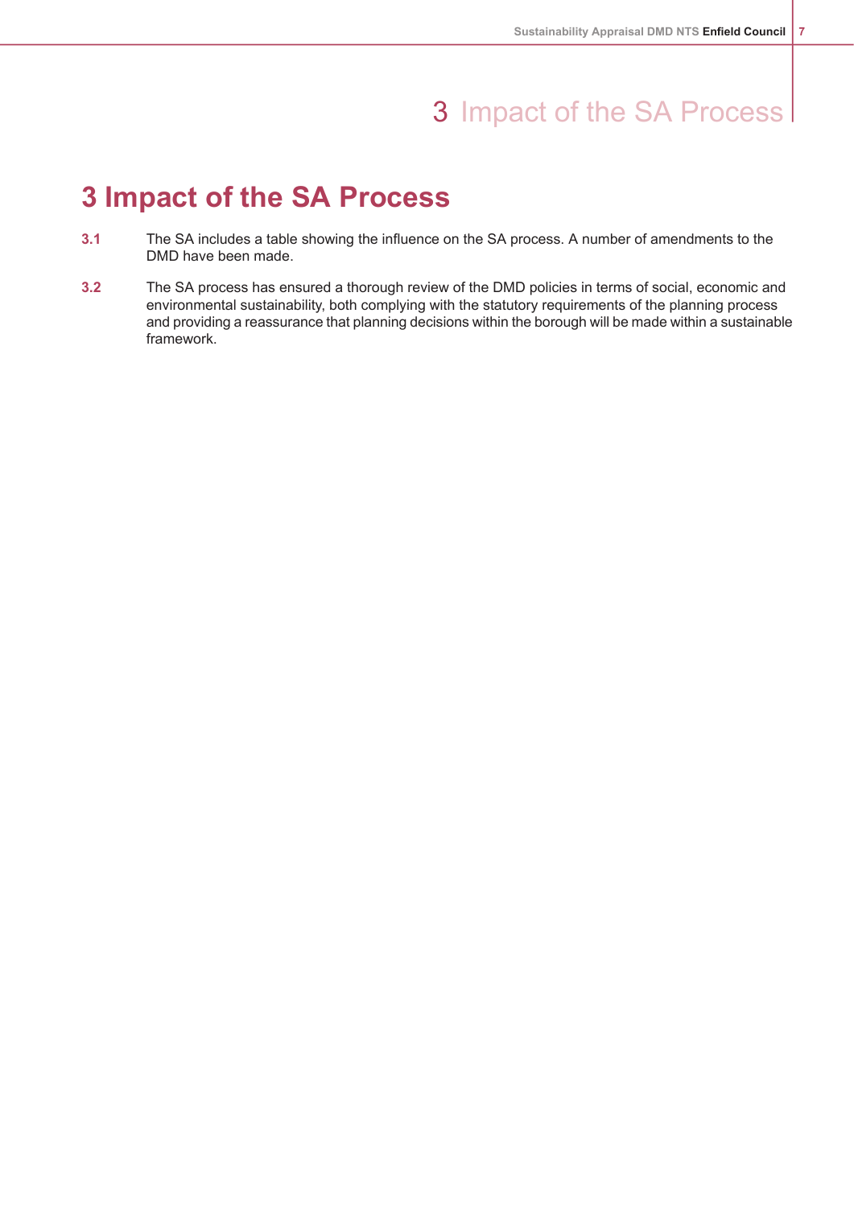# 3 Impact of the SA Process

**3.1** The SA includes a table showing the influence on the SA process. A number of amendments to the DMD have been made.

**3.2** The SA process has ensured a thorough review of the DMD policies in terms of social, economic and environmental sustainability, both complying with the statutory requirements of the planning process and providing a reassurance that planning decisions within the borough will be made within a sustainable framework.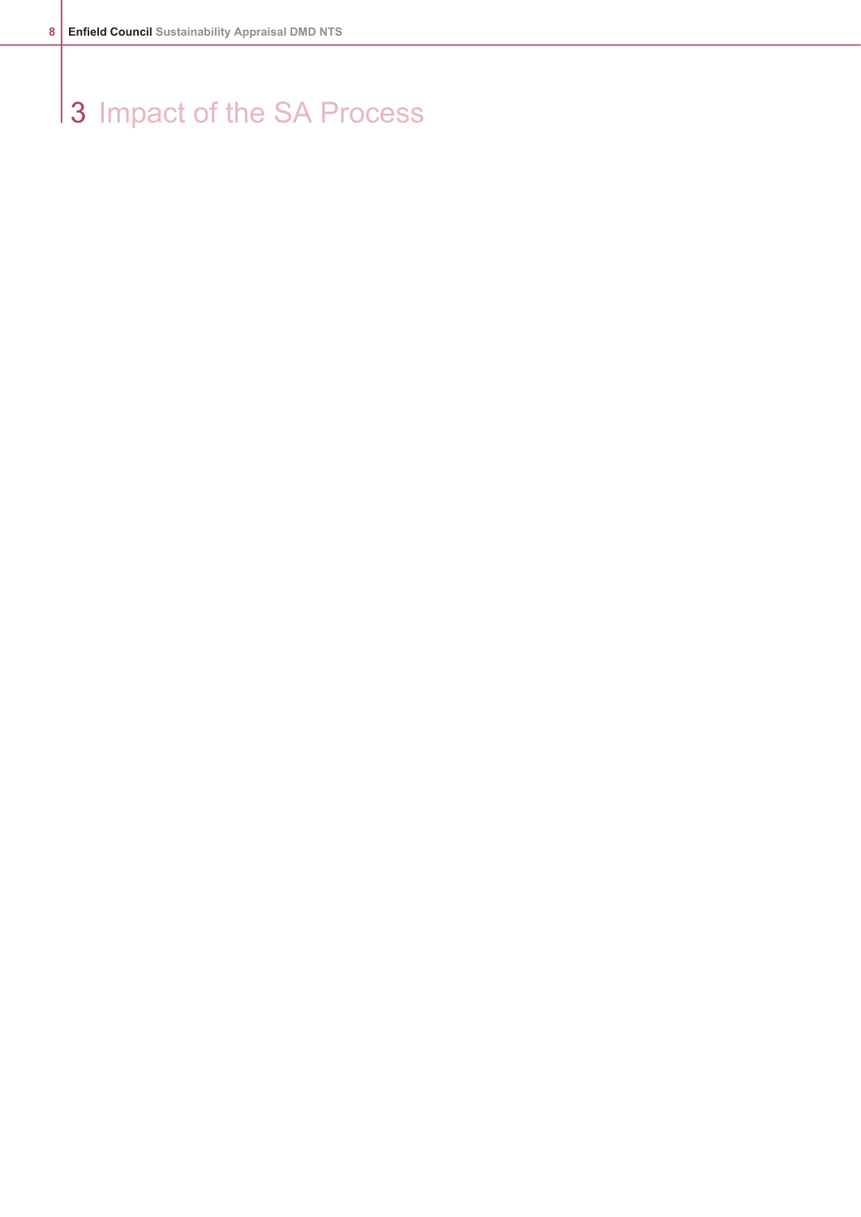# 3 Impact of the SA Process